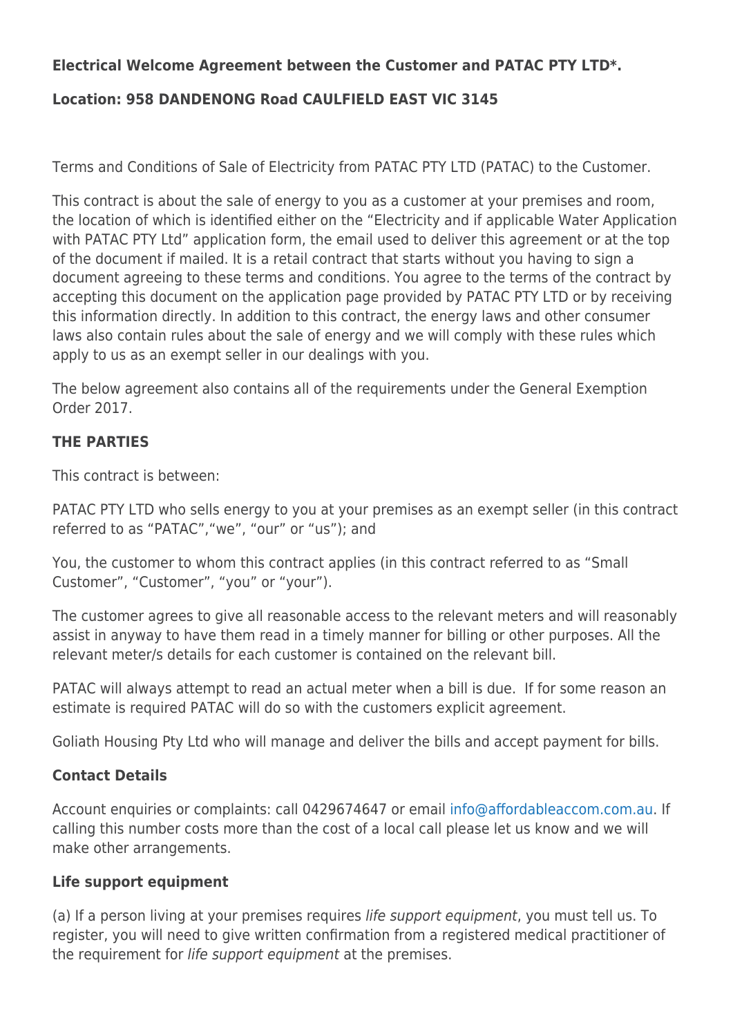**Electrical Welcome Agreement between the Customer and PATAC PTY LTD*.**

**Location: 958 DANDENONG Road CAULFIELD EAST VIC 3145**

Terms and Conditions of Sale of Electricity from PATAC PTY LTD (PATAC) to the Customer.

This contract is about the sale of energy to you as a customer at your premises and room, the location of which is identified either on the "Electricity and if applicable Water Application with PATAC PTY Ltd" application form, the email used to deliver this agreement or at the top of the document if mailed. It is a retail contract that starts without you having to sign a document agreeing to these terms and conditions. You agree to the terms of the contract by accepting this document on the application page provided by PATAC PTY LTD or by receiving this information directly. In addition to this contract, the energy laws and other consumer laws also contain rules about the sale of energy and we will comply with these rules which apply to us as an exempt seller in our dealings with you.

The below agreement also contains all of the requirements under the General Exemption Order 2017.

**THE PARTIES**

This contract is between:

PATAC PTY LTD who sells energy to you at your premises as an exempt seller (in this contract referred to as "PATAC","we", "our" or "us"); and

You, the customer to whom this contract applies (in this contract referred to as "Small Customer", "Customer", "you" or "your").

The customer agrees to give all reasonable access to the relevant meters and will reasonably assist in anyway to have them read in a timely manner for billing or other purposes. All the relevant meter/s details for each customer is contained on the relevant bill.

PATAC will always attempt to read an actual meter when a bill is due. If for some reason an estimate is required PATAC will do so with the customers explicit agreement.

Goliath Housing Pty Ltd who will manage and deliver the bills and accept payment for bills.

**Contact Details**

Account enquiries or complaints: call 0429674647 or email info@affordableaccom.com.au. If calling this number costs more than the cost of a local call please let us know and we will make other arrangements.

**Life support equipment**

(a) If a person living at your premises requires *life support equipment*, you must tell us. To register, you will need to give written confirmation from a registered medical practitioner of the requirement for *life support equipment* at the premises.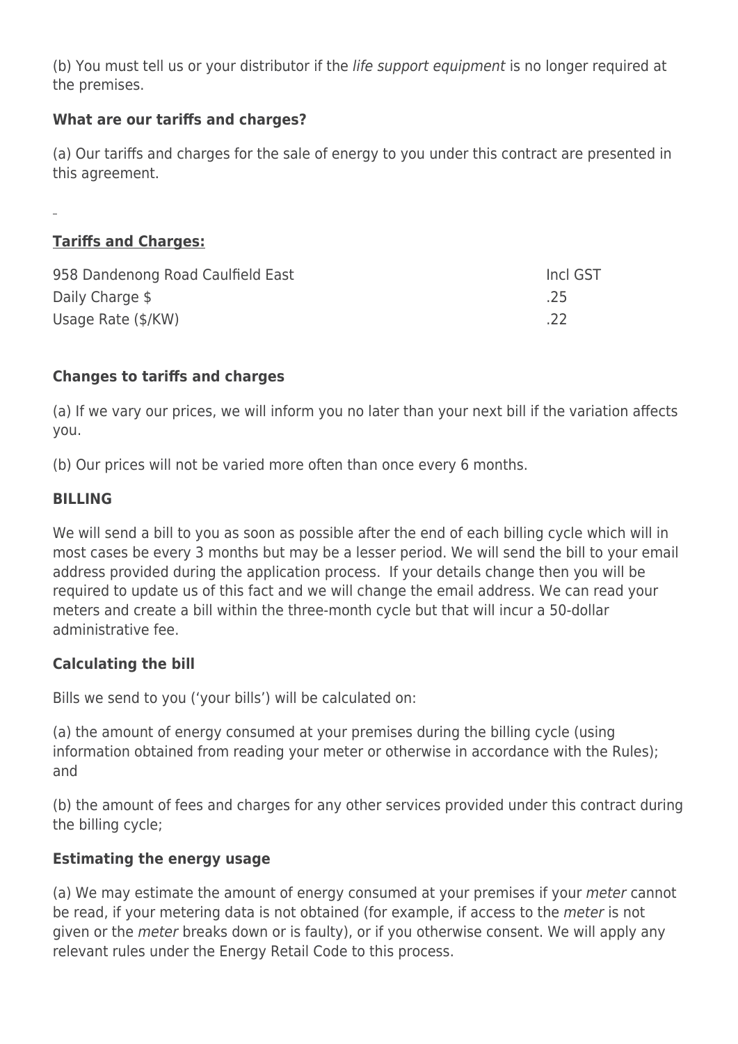(b) You must tell us or your distributor if the *life support equipment* is no longer required at the premises.

**What are our tariffs and charges?**

(a) Our tariffs and charges for the sale of energy to you under this contract are presented in this agreement.

**Tariffs and Charges:**

| 958 Dandenong Road Caulfield East | Incl GST |
| --- | --- |
| Daily Charge $ | .25 |
| Usage Rate ($/KW) | .22 |

**Changes to tariffs and charges**

(a) If we vary our prices, we will inform you no later than your next bill if the variation affects you.

(b) Our prices will not be varied more often than once every 6 months.

**BILLING**

We will send a bill to you as soon as possible after the end of each billing cycle which will in most cases be every 3 months but may be a lesser period. We will send the bill to your email address provided during the application process. If your details change then you will be required to update us of this fact and we will change the email address. We can read your meters and create a bill within the three-month cycle but that will incur a 50-dollar administrative fee.

**Calculating the bill**

Bills we send to you ('your bills') will be calculated on:

(a) the amount of energy consumed at your premises during the billing cycle (using information obtained from reading your meter or otherwise in accordance with the Rules); and

(b) the amount of fees and charges for any other services provided under this contract during the billing cycle;

**Estimating the energy usage**

(a) We may estimate the amount of energy consumed at your premises if your *meter* cannot be read, if your metering data is not obtained (for example, if access to the *meter* is not given or the *meter* breaks down or is faulty), or if you otherwise consent. We will apply any relevant rules under the Energy Retail Code to this process.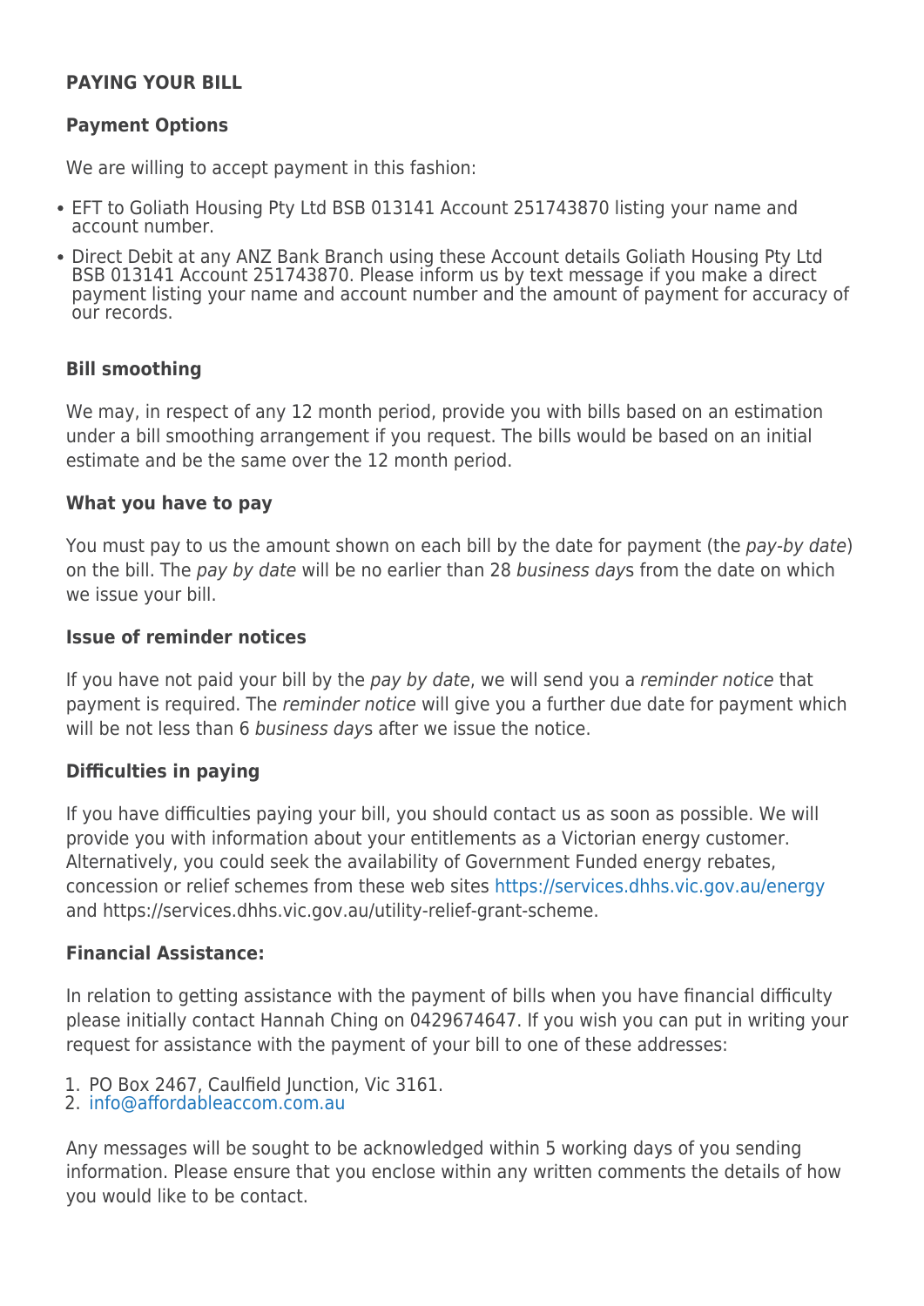**PAYING YOUR BILL**

**Payment Options**

We are willing to accept payment in this fashion:

- EFT to Goliath Housing Pty Ltd BSB 013141 Account 251743870 listing your name and account number.
- Direct Debit at any ANZ Bank Branch using these Account details Goliath Housing Pty Ltd BSB 013141 Account 251743870. Please inform us by text message if you make a direct payment listing your name and account number and the amount of payment for accuracy of our records.

**Bill smoothing**

We may, in respect of any 12 month period, provide you with bills based on an estimation under a bill smoothing arrangement if you request. The bills would be based on an initial estimate and be the same over the 12 month period.

**What you have to pay**

You must pay to us the amount shown on each bill by the date for payment (the *pay-by date*) on the bill. The *pay by date* will be no earlier than 28 *business day*s from the date on which we issue your bill.

**Issue of reminder notices**

If you have not paid your bill by the *pay by date*, we will send you a *reminder notice* that payment is required. The *reminder notice* will give you a further due date for payment which will be not less than 6 *business day*s after we issue the notice.

**Difficulties in paying**

If you have difficulties paying your bill, you should contact us as soon as possible. We will provide you with information about your entitlements as a Victorian energy customer. Alternatively, you could seek the availability of Government Funded energy rebates, concession or relief schemes from these web sites https://services.dhhs.vic.gov.au/energy and https://services.dhhs.vic.gov.au/utility-relief-grant-scheme.

**Financial Assistance:**

In relation to getting assistance with the payment of bills when you have financial difficulty please initially contact Hannah Ching on 0429674647. If you wish you can put in writing your request for assistance with the payment of your bill to one of these addresses:

1. PO Box 2467, Caulfield Junction, Vic 3161.
2. info@affordableaccom.com.au

Any messages will be sought to be acknowledged within 5 working days of you sending information. Please ensure that you enclose within any written comments the details of how you would like to be contact.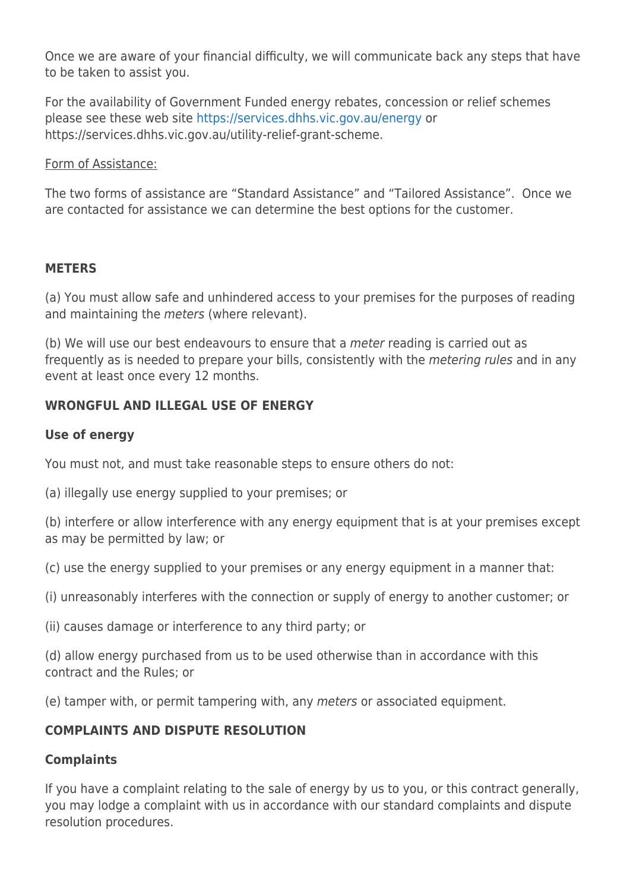Once we are aware of your financial difficulty, we will communicate back any steps that have to be taken to assist you.

For the availability of Government Funded energy rebates, concession or relief schemes please see these web site https://services.dhhs.vic.gov.au/energy or https://services.dhhs.vic.gov.au/utility-relief-grant-scheme.

Form of Assistance:

The two forms of assistance are "Standard Assistance" and "Tailored Assistance". Once we are contacted for assistance we can determine the best options for the customer.

## METERS

(a) You must allow safe and unhindered access to your premises for the purposes of reading and maintaining the *meters* (where relevant).

(b) We will use our best endeavours to ensure that a *meter* reading is carried out as frequently as is needed to prepare your bills, consistently with the *metering rules* and in any event at least once every 12 months.

## WRONGFUL AND ILLEGAL USE OF ENERGY

### Use of energy

You must not, and must take reasonable steps to ensure others do not:

(a) illegally use energy supplied to your premises; or

(b) interfere or allow interference with any energy equipment that is at your premises except as may be permitted by law; or

(c) use the energy supplied to your premises or any energy equipment in a manner that:

(i) unreasonably interferes with the connection or supply of energy to another customer; or

(ii) causes damage or interference to any third party; or

(d) allow energy purchased from us to be used otherwise than in accordance with this contract and the Rules; or

(e) tamper with, or permit tampering with, any *meters* or associated equipment.

## COMPLAINTS AND DISPUTE RESOLUTION

### Complaints

If you have a complaint relating to the sale of energy by us to you, or this contract generally, you may lodge a complaint with us in accordance with our standard complaints and dispute resolution procedures.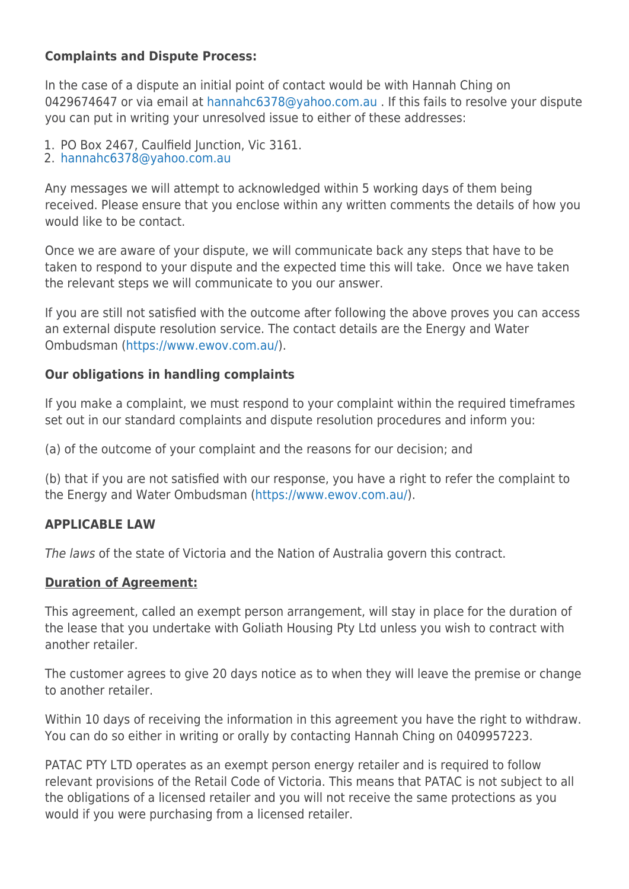**Complaints and Dispute Process:**

In the case of a dispute an initial point of contact would be with Hannah Ching on 0429674647 or via email at hannahc6378@yahoo.com.au . If this fails to resolve your dispute you can put in writing your unresolved issue to either of these addresses:

1. PO Box 2467, Caulfield Junction, Vic 3161.
2. hannahc6378@yahoo.com.au

Any messages we will attempt to acknowledged within 5 working days of them being received. Please ensure that you enclose within any written comments the details of how you would like to be contact.

Once we are aware of your dispute, we will communicate back any steps that have to be taken to respond to your dispute and the expected time this will take. Once we have taken the relevant steps we will communicate to you our answer.

If you are still not satisfied with the outcome after following the above proves you can access an external dispute resolution service. The contact details are the Energy and Water Ombudsman (https://www.ewov.com.au/).

**Our obligations in handling complaints**

If you make a complaint, we must respond to your complaint within the required timeframes set out in our standard complaints and dispute resolution procedures and inform you:

(a) of the outcome of your complaint and the reasons for our decision; and

(b) that if you are not satisfied with our response, you have a right to refer the complaint to the Energy and Water Ombudsman (https://www.ewov.com.au/).

**APPLICABLE LAW**

*The laws* of the state of Victoria and the Nation of Australia govern this contract.

**Duration of Agreement:**

This agreement, called an exempt person arrangement, will stay in place for the duration of the lease that you undertake with Goliath Housing Pty Ltd unless you wish to contract with another retailer.

The customer agrees to give 20 days notice as to when they will leave the premise or change to another retailer.

Within 10 days of receiving the information in this agreement you have the right to withdraw. You can do so either in writing or orally by contacting Hannah Ching on 0409957223.

PATAC PTY LTD operates as an exempt person energy retailer and is required to follow relevant provisions of the Retail Code of Victoria. This means that PATAC is not subject to all the obligations of a licensed retailer and you will not receive the same protections as you would if you were purchasing from a licensed retailer.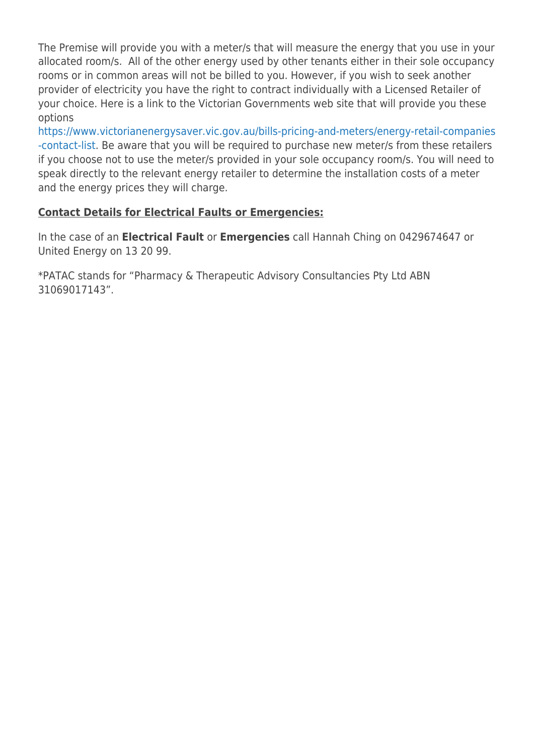The Premise will provide you with a meter/s that will measure the energy that you use in your allocated room/s.  All of the other energy used by other tenants either in their sole occupancy rooms or in common areas will not be billed to you. However, if you wish to seek another provider of electricity you have the right to contract individually with a Licensed Retailer of your choice. Here is a link to the Victorian Governments web site that will provide you these options https://www.victorianenergysaver.vic.gov.au/bills-pricing-and-meters/energy-retail-companies-contact-list. Be aware that you will be required to purchase new meter/s from these retailers if you choose not to use the meter/s provided in your sole occupancy room/s. You will need to speak directly to the relevant energy retailer to determine the installation costs of a meter and the energy prices they will charge.

**Contact Details for Electrical Faults or Emergencies:**

In the case of an **Electrical Fault** or **Emergencies** call Hannah Ching on 0429674647 or United Energy on 13 20 99.

*PATAC stands for "Pharmacy & Therapeutic Advisory Consultancies Pty Ltd ABN 31069017143".